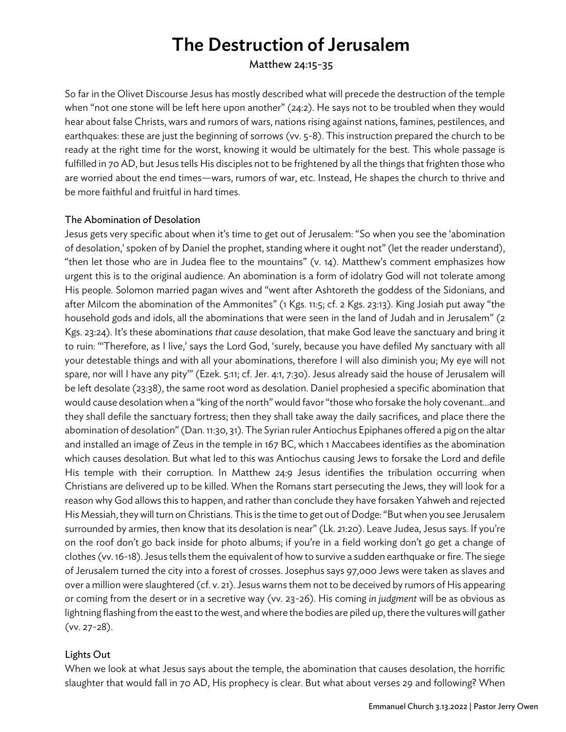# The Destruction of Jerusalem

Matthew 24:15-35

So far in the Olivet Discourse Jesus has mostly described what will precede the destruction of the temple when "not one stone will be left here upon another" (24:2). He says not to be troubled when they would hear about false Christs, wars and rumors of wars, nations rising against nations, famines, pestilences, and earthquakes: these are just the beginning of sorrows (vv. 5-8). This instruction prepared the church to be ready at the right time for the worst, knowing it would be ultimately for the best. This whole passage is fulfilled in 70 AD, but Jesus tells His disciples not to be frightened by all the things that frighten those who are worried about the end times—wars, rumors of war, etc. Instead, He shapes the church to thrive and be more faithful and fruitful in hard times.

## The Abomination of Desolation

Jesus gets very specific about when it's time to get out of Jerusalem: "So when you see the 'abomination of desolation,' spoken of by Daniel the prophet, standing where it ought not" (let the reader understand), "then let those who are in Judea flee to the mountains" (v. 14). Matthew's comment emphasizes how urgent this is to the original audience. An abomination is a form of idolatry God will not tolerate among His people. Solomon married pagan wives and "went after Ashtoreth the goddess of the Sidonians, and after Milcom the abomination of the Ammonites" (1 Kgs. 11:5; cf. 2 Kgs. 23:13). King Josiah put away "the household gods and idols, all the abominations that were seen in the land of Judah and in Jerusalem" (2 Kgs. 23:24). It's these abominations *that cause* desolation, that make God leave the sanctuary and bring it to ruin: "'Therefore, as I live,' says the Lord God, 'surely, because you have defiled My sanctuary with all your detestable things and with all your abominations, therefore I will also diminish you; My eye will not spare, nor will I have any pity'" (Ezek. 5:11; cf. Jer. 4:1, 7:30). Jesus already said the house of Jerusalem will be left desolate (23:38), the same root word as desolation. Daniel prophesied a specific abomination that would cause desolation when a "king of the north" would favor "those who forsake the holy covenant…and they shall defile the sanctuary fortress; then they shall take away the daily sacrifices, and place there the abomination of desolation" (Dan. 11:30, 31). The Syrian ruler Antiochus Epiphanes offered a pig on the altar and installed an image of Zeus in the temple in 167 BC, which 1 Maccabees identifies as the abomination which causes desolation. But what led to this was Antiochus causing Jews to forsake the Lord and defile His temple with their corruption. In Matthew 24:9 Jesus identifies the tribulation occurring when Christians are delivered up to be killed. When the Romans start persecuting the Jews, they will look for a reason why God allows this to happen, and rather than conclude they have forsaken Yahweh and rejected His Messiah, they will turn on Christians. This is the time to get out of Dodge: "But when you see Jerusalem surrounded by armies, then know that its desolation is near" (Lk. 21:20). Leave Judea, Jesus says. If you're on the roof don't go back inside for photo albums; if you're in a field working don't go get a change of clothes (vv. 16-18). Jesus tells them the equivalent of how to survive a sudden earthquake or fire. The siege of Jerusalem turned the city into a forest of crosses. Josephus says 97,000 Jews were taken as slaves and over a million were slaughtered (cf. v. 21). Jesus warns them not to be deceived by rumors of His appearing or coming from the desert or in a secretive way (vv. 23-26). His coming *in judgment* will be as obvious as lightning flashing from the east to the west, and where the bodies are piled up, there the vultures will gather (vv. 27-28).

## Lights Out

When we look at what Jesus says about the temple, the abomination that causes desolation, the horrific slaughter that would fall in 70 AD, His prophecy is clear. But what about verses 29 and following? When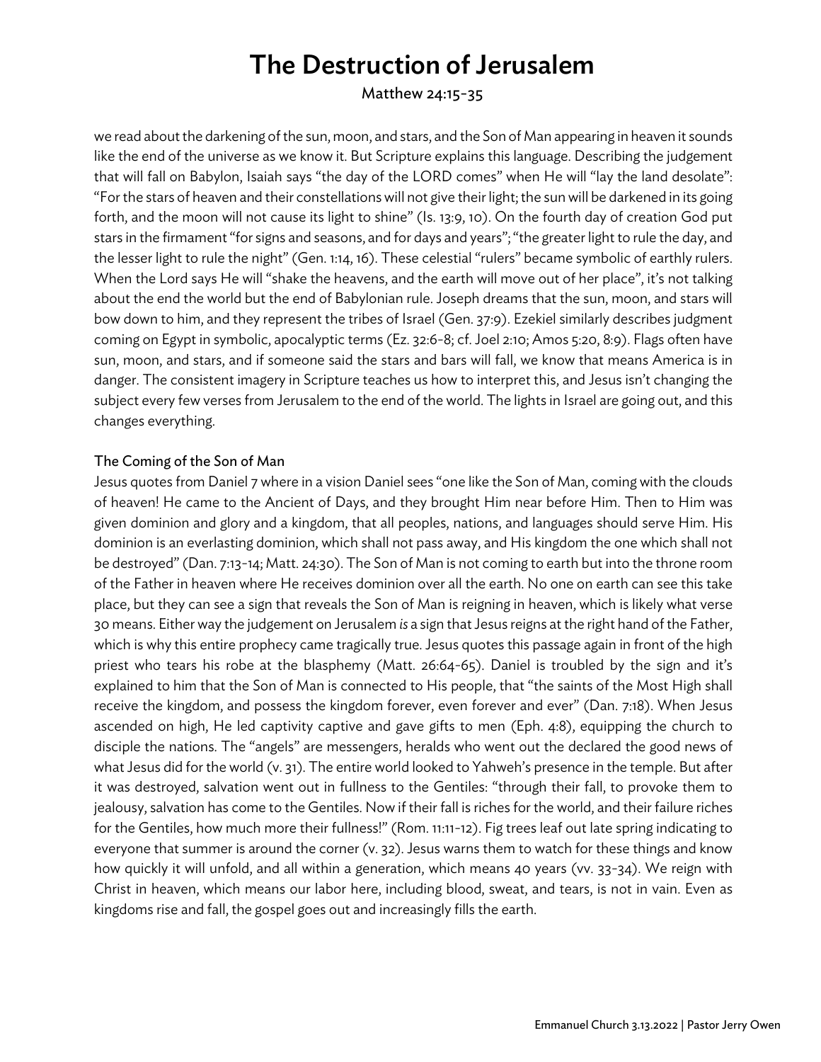we read about the darkening of the sun, moon, and stars, and the Son of Man appearing in heaven it sounds like the end of the universe as we know it. But Scripture explains this language. Describing the judgement that will fall on Babylon, Isaiah says "the day of the LORD comes" when He will "lay the land desolate": "For the stars of heaven and their constellations will not give their light; the sun will be darkened in its going forth, and the moon will not cause its light to shine" (Is. 13:9, 10). On the fourth day of creation God put stars in the firmament "for signs and seasons, and for days and years"; "the greater light to rule the day, and the lesser light to rule the night" (Gen. 1:14, 16). These celestial "rulers" became symbolic of earthly rulers. When the Lord says He will "shake the heavens, and the earth will move out of her place", it's not talking about the end the world but the end of Babylonian rule. Joseph dreams that the sun, moon, and stars will bow down to him, and they represent the tribes of Israel (Gen. 37:9). Ezekiel similarly describes judgment coming on Egypt in symbolic, apocalyptic terms (Ez. 32:6-8; cf. Joel 2:10; Amos 5:20, 8:9). Flags often have sun, moon, and stars, and if someone said the stars and bars will fall, we know that means America is in danger. The consistent imagery in Scripture teaches us how to interpret this, and Jesus isn't changing the subject every few verses from Jerusalem to the end of the world. The lights in Israel are going out, and this changes everything.

### The Coming of the Son of Man

Jesus quotes from Daniel 7 where in a vision Daniel sees "one like the Son of Man, coming with the clouds of heaven! He came to the Ancient of Days, and they brought Him near before Him. Then to Him was given dominion and glory and a kingdom, that all peoples, nations, and languages should serve Him. His dominion is an everlasting dominion, which shall not pass away, and His kingdom the one which shall not be destroyed" (Dan. 7:13-14; Matt. 24:30). The Son of Man is not coming to earth but into the throne room of the Father in heaven where He receives dominion over all the earth. No one on earth can see this take place, but they can see a sign that reveals the Son of Man is reigning in heaven, which is likely what verse 30 means. Either way the judgement on Jerusalem *is* a sign that Jesus reigns at the right hand of the Father, which is why this entire prophecy came tragically true. Jesus quotes this passage again in front of the high priest who tears his robe at the blasphemy (Matt. 26:64-65). Daniel is troubled by the sign and it's explained to him that the Son of Man is connected to His people, that "the saints of the Most High shall receive the kingdom, and possess the kingdom forever, even forever and ever" (Dan. 7:18). When Jesus ascended on high, He led captivity captive and gave gifts to men (Eph. 4:8), equipping the church to disciple the nations. The "angels" are messengers, heralds who went out the declared the good news of what Jesus did for the world (v. 31). The entire world looked to Yahweh's presence in the temple. But after it was destroyed, salvation went out in fullness to the Gentiles: "through their fall, to provoke them to jealousy, salvation has come to the Gentiles. Now if their fall is riches for the world, and their failure riches for the Gentiles, how much more their fullness!" (Rom. 11:11-12). Fig trees leaf out late spring indicating to everyone that summer is around the corner (v. 32). Jesus warns them to watch for these things and know how quickly it will unfold, and all within a generation, which means 40 years (vv. 33-34). We reign with Christ in heaven, which means our labor here, including blood, sweat, and tears, is not in vain. Even as kingdoms rise and fall, the gospel goes out and increasingly fills the earth.